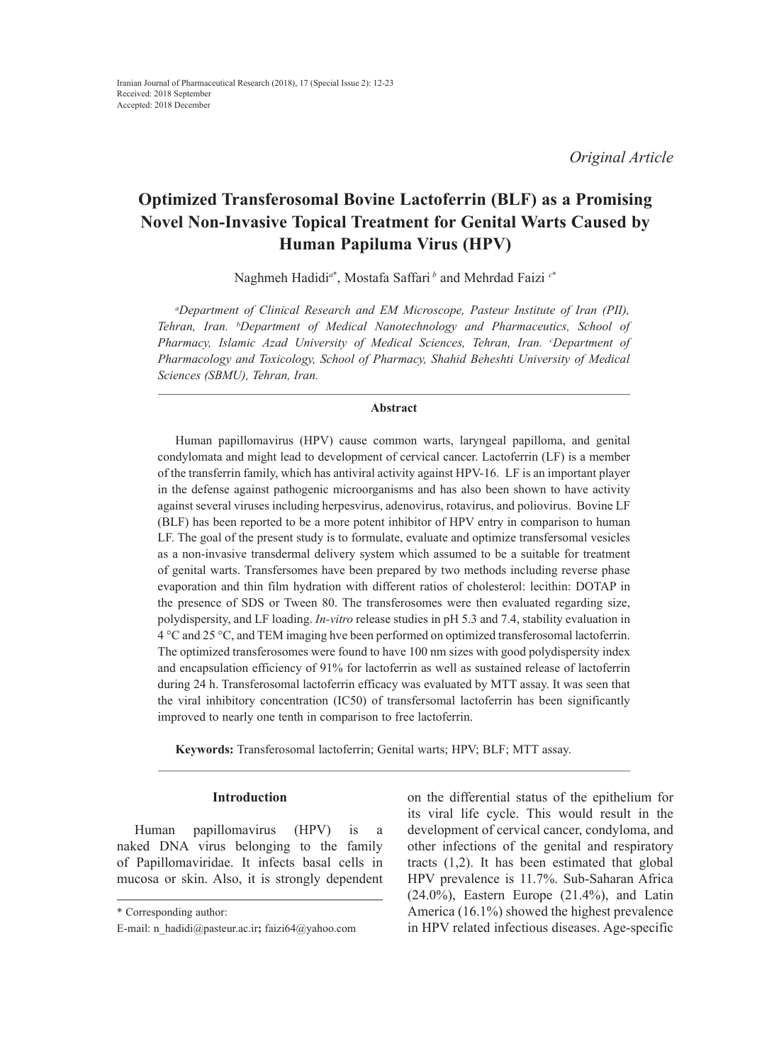Iranian Journal of Pharmaceutical Research (2018), 17 (Special Issue 2): 12-23
Received: 2018 September
Accepted: 2018 December

*Original Article*

# Optimized Transferosomal Bovine Lactoferrin (BLF) as a Promising Novel Non-Invasive Topical Treatment for Genital Warts Caused by Human Papiluma Virus (HPV)

Naghmeh Hadidi[a*], Mostafa Saffari[b] and Mehrdad Faizi[c*]

[a]*Department of Clinical Research and EM Microscope, Pasteur Institute of Iran (PII), Tehran, Iran.* [b]*Department of Medical Nanotechnology and Pharmaceutics, School of Pharmacy, Islamic Azad University of Medical Sciences, Tehran, Iran.* [c]*Department of Pharmacology and Toxicology, School of Pharmacy, Shahid Beheshti University of Medical Sciences (SBMU), Tehran, Iran.*

## Abstract

Human papillomavirus (HPV) cause common warts, laryngeal papilloma, and genital condylomata and might lead to development of cervical cancer. Lactoferrin (LF) is a member of the transferrin family, which has antiviral activity against HPV-16. LF is an important player in the defense against pathogenic microorganisms and has also been shown to have activity against several viruses including herpesvirus, adenovirus, rotavirus, and poliovirus. Bovine LF (BLF) has been reported to be a more potent inhibitor of HPV entry in comparison to human LF. The goal of the present study is to formulate, evaluate and optimize transfersomal vesicles as a non-invasive transdermal delivery system which assumed to be a suitable for treatment of genital warts. Transfersomes have been prepared by two methods including reverse phase evaporation and thin film hydration with different ratios of cholesterol: lecithin: DOTAP in the presence of SDS or Tween 80. The transferosomes were then evaluated regarding size, polydispersity, and LF loading. *In-vitro* release studies in pH 5.3 and 7.4, stability evaluation in 4 °C and 25 °C, and TEM imaging hve been performed on optimized transferosomal lactoferrin. The optimized transferosomes were found to have 100 nm sizes with good polydispersity index and encapsulation efficiency of 91% for lactoferrin as well as sustained release of lactoferrin during 24 h. Transferosomal lactoferrin efficacy was evaluated by MTT assay. It was seen that the viral inhibitory concentration (IC50) of transfersomal lactoferrin has been significantly improved to nearly one tenth in comparison to free lactoferrin.

**Keywords:** Transferosomal lactoferrin; Genital warts; HPV; BLF; MTT assay.

## Introduction

Human papillomavirus (HPV) is a naked DNA virus belonging to the family of Papillomaviridae. It infects basal cells in mucosa or skin. Also, it is strongly dependent on the differential status of the epithelium for its viral life cycle. This would result in the development of cervical cancer, condyloma, and other infections of the genital and respiratory tracts (1,2). It has been estimated that global HPV prevalence is 11.7%. Sub-Saharan Africa (24.0%), Eastern Europe (21.4%), and Latin America (16.1%) showed the highest prevalence in HPV related infectious diseases. Age-specific

\* Corresponding author:
E-mail: n_hadidi@pasteur.ac.ir; faizi64@yahoo.com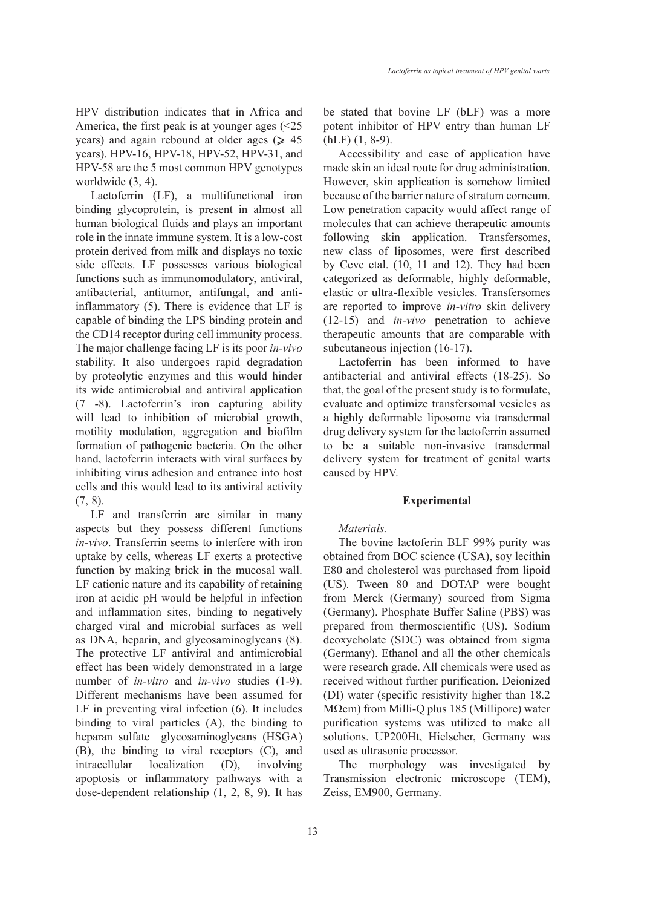HPV distribution indicates that in Africa and America, the first peak is at younger ages (<25 years) and again rebound at older ages (⩾ 45 years). HPV-16, HPV-18, HPV-52, HPV-31, and HPV-58 are the 5 most common HPV genotypes worldwide (3, 4).

Lactoferrin (LF), a multifunctional iron binding glycoprotein, is present in almost all human biological fluids and plays an important role in the innate immune system. It is a low-cost protein derived from milk and displays no toxic side effects. LF possesses various biological functions such as immunomodulatory, antiviral, antibacterial, antitumor, antifungal, and anti-inflammatory (5). There is evidence that LF is capable of binding the LPS binding protein and the CD14 receptor during cell immunity process. The major challenge facing LF is its poor *in-vivo* stability. It also undergoes rapid degradation by proteolytic enzymes and this would hinder its wide antimicrobial and antiviral application (7 -8). Lactoferrin's iron capturing ability will lead to inhibition of microbial growth, motility modulation, aggregation and biofilm formation of pathogenic bacteria. On the other hand, lactoferrin interacts with viral surfaces by inhibiting virus adhesion and entrance into host cells and this would lead to its antiviral activity (7, 8).

LF and transferrin are similar in many aspects but they possess different functions *in-vivo*. Transferrin seems to interfere with iron uptake by cells, whereas LF exerts a protective function by making brick in the mucosal wall. LF cationic nature and its capability of retaining iron at acidic pH would be helpful in infection and inflammation sites, binding to negatively charged viral and microbial surfaces as well as DNA, heparin, and glycosaminoglycans (8). The protective LF antiviral and antimicrobial effect has been widely demonstrated in a large number of *in-vitro* and *in-vivo* studies (1-9). Different mechanisms have been assumed for LF in preventing viral infection (6). It includes binding to viral particles (A), the binding to heparan sulfate glycosaminoglycans (HSGA) (B), the binding to viral receptors (C), and intracellular localization (D), involving apoptosis or inflammatory pathways with a dose-dependent relationship (1, 2, 8, 9). It has be stated that bovine LF (bLF) was a more potent inhibitor of HPV entry than human LF (hLF) (1, 8-9).

Accessibility and ease of application have made skin an ideal route for drug administration. However, skin application is somehow limited because of the barrier nature of stratum corneum. Low penetration capacity would affect range of molecules that can achieve therapeutic amounts following skin application. Transfersomes, new class of liposomes, were first described by Cevc etal. (10, 11 and 12). They had been categorized as deformable, highly deformable, elastic or ultra-flexible vesicles. Transfersomes are reported to improve *in-vitro* skin delivery (12-15) and *in-vivo* penetration to achieve therapeutic amounts that are comparable with subcutaneous injection (16-17).

Lactoferrin has been informed to have antibacterial and antiviral effects (18-25). So that, the goal of the present study is to formulate, evaluate and optimize transfersomal vesicles as a highly deformable liposome via transdermal drug delivery system for the lactoferrin assumed to be a suitable non-invasive transdermal delivery system for treatment of genital warts caused by HPV.

## Experimental

*Materials.*

The bovine lactoferrin BLF 99% purity was obtained from BOC science (USA), soy lecithin E80 and cholesterol was purchased from lipoid (US). Tween 80 and DOTAP were bought from Merck (Germany) sourced from Sigma (Germany). Phosphate Buffer Saline (PBS) was prepared from thermoscientific (US). Sodium deoxycholate (SDC) was obtained from sigma (Germany). Ethanol and all the other chemicals were research grade. All chemicals were used as received without further purification. Deionized (DI) water (specific resistivity higher than 18.2 MΩcm) from Milli-Q plus 185 (Millipore) water purification systems was utilized to make all solutions. UP200Ht, Hielscher, Germany was used as ultrasonic processor.

The morphology was investigated by Transmission electronic microscope (TEM), Zeiss, EM900, Germany.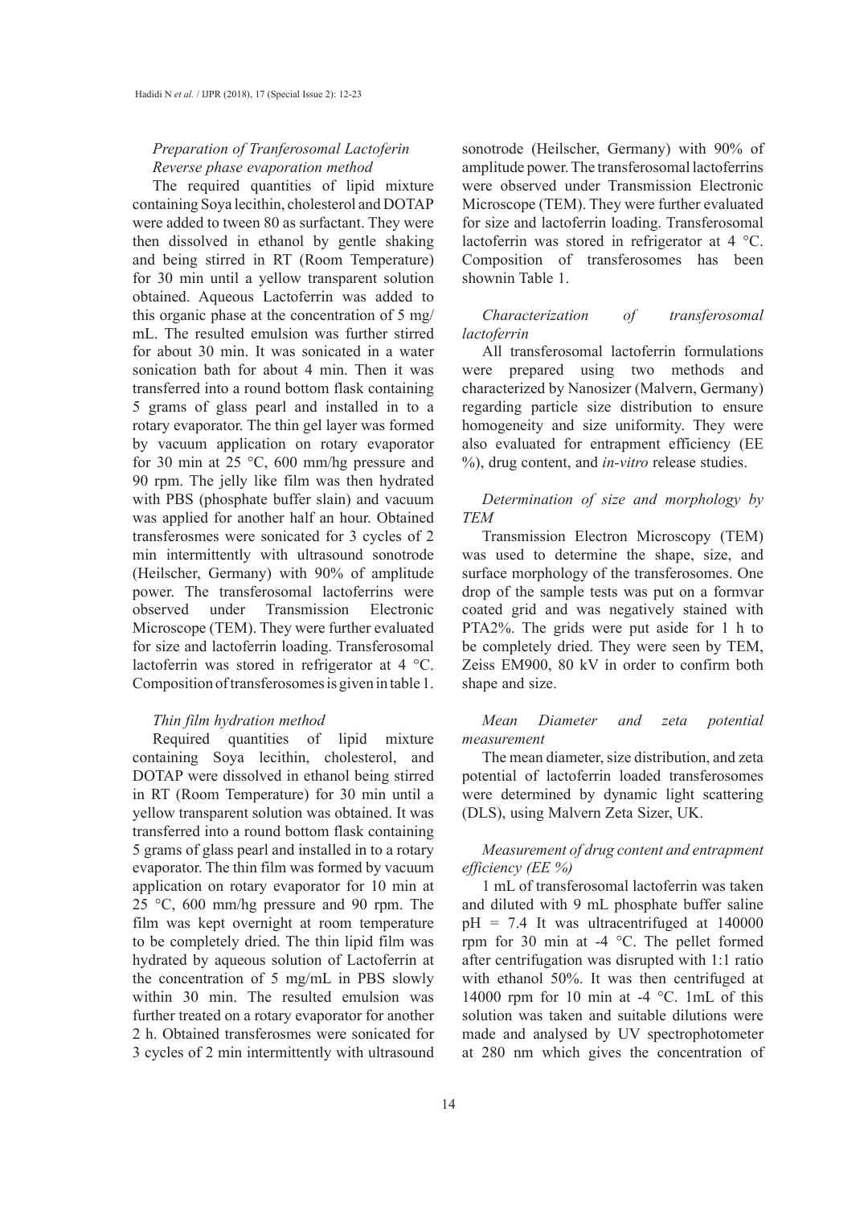*Preparation of Tranferosomal Lactoferin*

*Reverse phase evaporation method*

The required quantities of lipid mixture containing Soya lecithin, cholesterol and DOTAP were added to tween 80 as surfactant. They were then dissolved in ethanol by gentle shaking and being stirred in RT (Room Temperature) for 30 min until a yellow transparent solution obtained. Aqueous Lactoferrin was added to this organic phase at the concentration of 5 mg/mL. The resulted emulsion was further stirred for about 30 min. It was sonicated in a water sonication bath for about 4 min. Then it was transferred into a round bottom flask containing 5 grams of glass pearl and installed in to a rotary evaporator. The thin gel layer was formed by vacuum application on rotary evaporator for 30 min at 25 °C, 600 mm/hg pressure and 90 rpm. The jelly like film was then hydrated with PBS (phosphate buffer slain) and vacuum was applied for another half an hour. Obtained transferosmes were sonicated for 3 cycles of 2 min intermittently with ultrasound sonotrode (Heilscher, Germany) with 90% of amplitude power. The transferosomal lactoferrins were observed under Transmission Electronic Microscope (TEM). They were further evaluated for size and lactoferrin loading. Transferosomal lactoferrin was stored in refrigerator at 4 °C. Composition of transferosomes is given in table 1.

*Thin film hydration method*

Required quantities of lipid mixture containing Soya lecithin, cholesterol, and DOTAP were dissolved in ethanol being stirred in RT (Room Temperature) for 30 min until a yellow transparent solution was obtained. It was transferred into a round bottom flask containing 5 grams of glass pearl and installed in to a rotary evaporator. The thin film was formed by vacuum application on rotary evaporator for 10 min at 25 °C, 600 mm/hg pressure and 90 rpm. The film was kept overnight at room temperature to be completely dried. The thin lipid film was hydrated by aqueous solution of Lactoferrin at the concentration of 5 mg/mL in PBS slowly within 30 min. The resulted emulsion was further treated on a rotary evaporator for another 2 h. Obtained transferosmes were sonicated for 3 cycles of 2 min intermittently with ultrasound sonotrode (Heilscher, Germany) with 90% of amplitude power. The transferosomal lactoferrins were observed under Transmission Electronic Microscope (TEM). They were further evaluated for size and lactoferrin loading. Transferosomal lactoferrin was stored in refrigerator at 4 °C. Composition of transferosomes has been shownin Table 1.

*Characterization of transferosomal lactoferin*

All transferosomal lactoferrin formulations were prepared using two methods and characterized by Nanosizer (Malvern, Germany) regarding particle size distribution to ensure homogeneity and size uniformity. They were also evaluated for entrapment efficiency (EE %), drug content, and *in-vitro* release studies.

*Determination of size and morphology by TEM*

Transmission Electron Microscopy (TEM) was used to determine the shape, size, and surface morphology of the transferosomes. One drop of the sample tests was put on a formvar coated grid and was negatively stained with PTA2%. The grids were put aside for 1 h to be completely dried. They were seen by TEM, Zeiss EM900, 80 kV in order to confirm both shape and size.

*Mean Diameter and zeta potential measurement*

The mean diameter, size distribution, and zeta potential of lactoferrin loaded transferosomes were determined by dynamic light scattering (DLS), using Malvern Zeta Sizer, UK.

*Measurement of drug content and entrapment efficiency (EE %)*

1 mL of transferosomal lactoferrin was taken and diluted with 9 mL phosphate buffer saline pH = 7.4 It was ultracentrifuged at 140000 rpm for 30 min at -4 °C. The pellet formed after centrifugation was disrupted with 1:1 ratio with ethanol 50%. It was then centrifuged at 14000 rpm for 10 min at -4 °C. 1mL of this solution was taken and suitable dilutions were made and analysed by UV spectrophotometer at 280 nm which gives the concentration of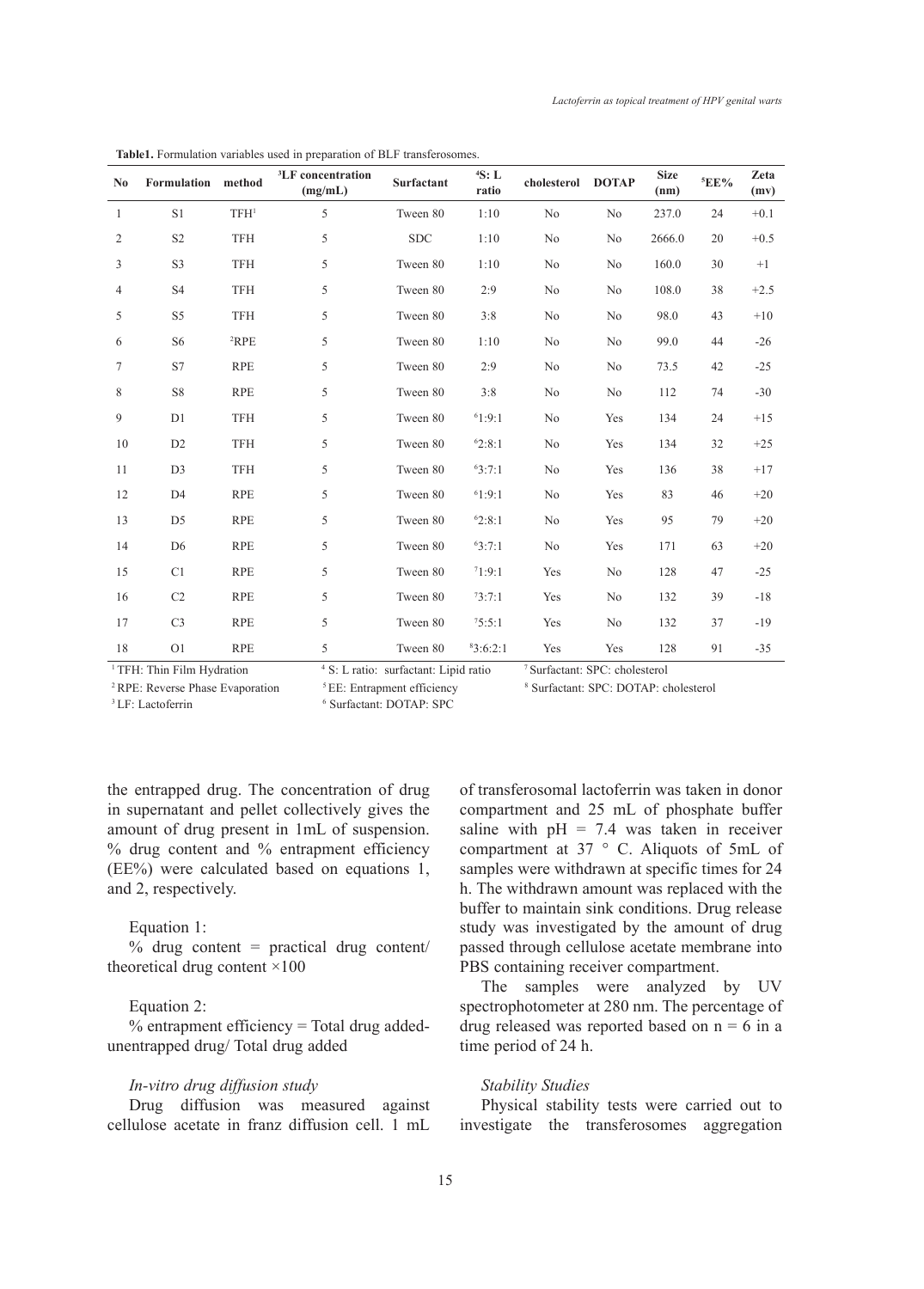**Table1.** Formulation variables used in preparation of BLF transferosomes.

| No | Formulation | method | [3]LF concentration (mg/mL) | Surfactant | [4]S: L ratio | cholesterol | DOTAP | Size (nm) | [5]EE% | Zeta (mv) |
|---|---|---|---|---|---|---|---|---|---|---|
| 1 | S1 | TFH[1] | 5 | Tween 80 | 1:10 | No | No | 237.0 | 24 | +0.1 |
| 2 | S2 | TFH | 5 | SDC | 1:10 | No | No | 2666.0 | 20 | +0.5 |
| 3 | S3 | TFH | 5 | Tween 80 | 1:10 | No | No | 160.0 | 30 | +1 |
| 4 | S4 | TFH | 5 | Tween 80 | 2:9 | No | No | 108.0 | 38 | +2.5 |
| 5 | S5 | TFH | 5 | Tween 80 | 3:8 | No | No | 98.0 | 43 | +10 |
| 6 | S6 | [2]RPE | 5 | Tween 80 | 1:10 | No | No | 99.0 | 44 | -26 |
| 7 | S7 | RPE | 5 | Tween 80 | 2:9 | No | No | 73.5 | 42 | -25 |
| 8 | S8 | RPE | 5 | Tween 80 | 3:8 | No | No | 112 | 74 | -30 |
| 9 | D1 | TFH | 5 | Tween 80 | [6]1:9:1 | No | Yes | 134 | 24 | +15 |
| 10 | D2 | TFH | 5 | Tween 80 | [6]2:8:1 | No | Yes | 134 | 32 | +25 |
| 11 | D3 | TFH | 5 | Tween 80 | [6]3:7:1 | No | Yes | 136 | 38 | +17 |
| 12 | D4 | RPE | 5 | Tween 80 | [6]1:9:1 | No | Yes | 83 | 46 | +20 |
| 13 | D5 | RPE | 5 | Tween 80 | [6]2:8:1 | No | Yes | 95 | 79 | +20 |
| 14 | D6 | RPE | 5 | Tween 80 | [6]3:7:1 | No | Yes | 171 | 63 | +20 |
| 15 | C1 | RPE | 5 | Tween 80 | [7]1:9:1 | Yes | No | 128 | 47 | -25 |
| 16 | C2 | RPE | 5 | Tween 80 | [7]3:7:1 | Yes | No | 132 | 39 | -18 |
| 17 | C3 | RPE | 5 | Tween 80 | [7]5:5:1 | Yes | No | 132 | 37 | -19 |
| 18 | O1 | RPE | 5 | Tween 80 | [8]3:6:2:1 | Yes | Yes | 128 | 91 | -35 |

[1] TFH: Thin Film Hydration
[2] RPE: Reverse Phase Evaporation
[3] LF: Lactoferrin
[4] S: L ratio: surfactant: Lipid ratio
[5] EE: Entrapment efficiency
[6] Surfactant: DOTAP: SPC
[7] Surfactant: SPC: cholesterol
[8] Surfactant: SPC: DOTAP: cholesterol

the entrapped drug. The concentration of drug in supernatant and pellet collectively gives the amount of drug present in 1mL of suspension. % drug content and % entrapment efficiency (EE%) were calculated based on equations 1, and 2, respectively.

Equation 1:

% drug content = practical drug content/ theoretical drug content ×100

Equation 2:

% entrapment efficiency = Total drug added-unentrapped drug/ Total drug added

*In-vitro drug diffusion study*

Drug diffusion was measured against cellulose acetate in franz diffusion cell. 1 mL of transferosomal lactoferrin was taken in donor compartment and 25 mL of phosphate buffer saline with pH = 7.4 was taken in receiver compartment at 37 ° C. Aliquots of 5mL of samples were withdrawn at specific times for 24 h. The withdrawn amount was replaced with the buffer to maintain sink conditions. Drug release study was investigated by the amount of drug passed through cellulose acetate membrane into PBS containing receiver compartment.

The samples were analyzed by UV spectrophotometer at 280 nm. The percentage of drug released was reported based on n = 6 in a time period of 24 h.

*Stability Studies*

Physical stability tests were carried out to investigate the transferosomes aggregation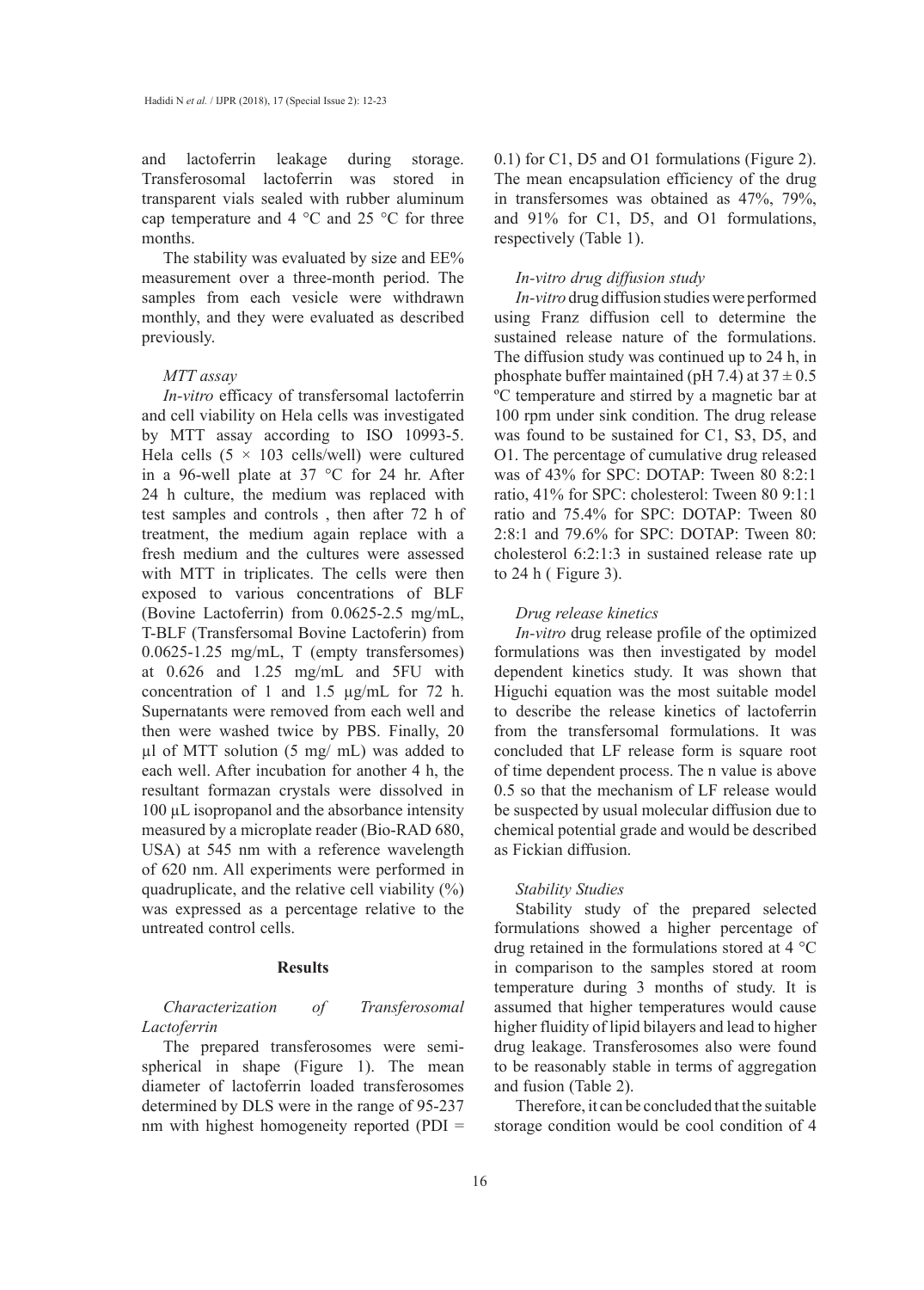and lactoferrin leakage during storage. Transferosomal lactoferrin was stored in transparent vials sealed with rubber aluminum cap temperature and 4 °C and 25 °C for three months.

The stability was evaluated by size and EE% measurement over a three-month period. The samples from each vesicle were withdrawn monthly, and they were evaluated as described previously.

*MTT assay*

*In-vitro* efficacy of transfersomal lactoferrin and cell viability on Hela cells was investigated by MTT assay according to ISO 10993-5. Hela cells (5 × 103 cells/well) were cultured in a 96-well plate at 37 °C for 24 hr. After 24 h culture, the medium was replaced with test samples and controls , then after 72 h of treatment, the medium again replace with a fresh medium and the cultures were assessed with MTT in triplicates. The cells were then exposed to various concentrations of BLF (Bovine Lactoferrin) from 0.0625-2.5 mg/mL, T-BLF (Transfersomal Bovine Lactoferrin) from 0.0625-1.25 mg/mL, T (empty transfersomes) at 0.626 and 1.25 mg/mL and 5FU with concentration of 1 and 1.5 µg/mL for 72 h. Supernatants were removed from each well and then were washed twice by PBS. Finally, 20 µl of MTT solution (5 mg/ mL) was added to each well. After incubation for another 4 h, the resultant formazan crystals were dissolved in 100 µL isopropanol and the absorbance intensity measured by a microplate reader (Bio-RAD 680, USA) at 545 nm with a reference wavelength of 620 nm. All experiments were performed in quadruplicate, and the relative cell viability (%) was expressed as a percentage relative to the untreated control cells.

## Results

*Characterization of Transferosomal Lactoferrin*

The prepared transferosomes were semi-spherical in shape (Figure 1). The mean diameter of lactoferrin loaded transferosomes determined by DLS were in the range of 95-237 nm with highest homogeneity reported (PDI = 0.1) for C1, D5 and O1 formulations (Figure 2). The mean encapsulation efficiency of the drug in transfersomes was obtained as 47%, 79%, and 91% for C1, D5, and O1 formulations, respectively (Table 1).

*In-vitro drug diffusion study*

*In-vitro* drug diffusion studies were performed using Franz diffusion cell to determine the sustained release nature of the formulations. The diffusion study was continued up to 24 h, in phosphate buffer maintained (pH 7.4) at 37 ± 0.5 ºC temperature and stirred by a magnetic bar at 100 rpm under sink condition. The drug release was found to be sustained for C1, S3, D5, and O1. The percentage of cumulative drug released was of 43% for SPC: DOTAP: Tween 80 8:2:1 ratio, 41% for SPC: cholesterol: Tween 80 9:1:1 ratio and 75.4% for SPC: DOTAP: Tween 80 2:8:1 and 79.6% for SPC: DOTAP: Tween 80: cholesterol 6:2:1:3 in sustained release rate up to 24 h ( Figure 3).

*Drug release kinetics*

*In-vitro* drug release profile of the optimized formulations was then investigated by model dependent kinetics study. It was shown that Higuchi equation was the most suitable model to describe the release kinetics of lactoferrin from the transfersomal formulations. It was concluded that LF release form is square root of time dependent process. The n value is above 0.5 so that the mechanism of LF release would be suspected by usual molecular diffusion due to chemical potential grade and would be described as Fickian diffusion.

*Stability Studies*

Stability study of the prepared selected formulations showed a higher percentage of drug retained in the formulations stored at 4 °C in comparison to the samples stored at room temperature during 3 months of study. It is assumed that higher temperatures would cause higher fluidity of lipid bilayers and lead to higher drug leakage. Transferosomes also were found to be reasonably stable in terms of aggregation and fusion (Table 2).

Therefore, it can be concluded that the suitable storage condition would be cool condition of 4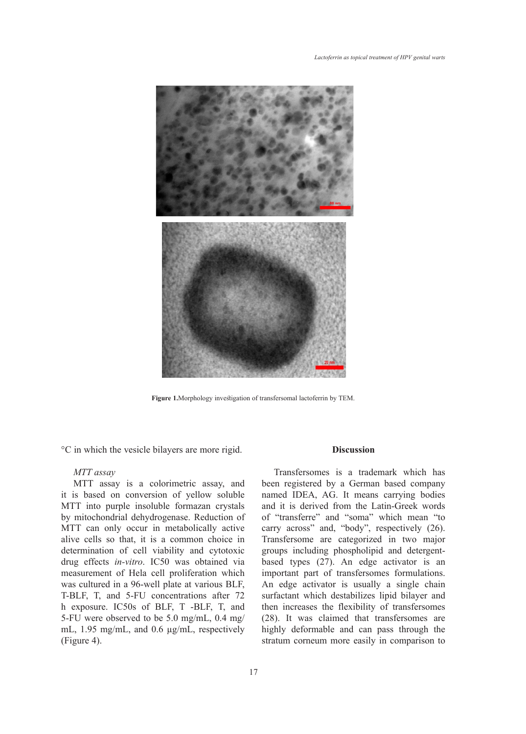**Figure 1.** Morphology investigation of transfersomal lactoferrin by TEM.

°C in which the vesicle bilayers are more rigid.

*MTT assay*

MTT assay is a colorimetric assay, and it is based on conversion of yellow soluble MTT into purple insoluble formazan crystals by mitochondrial dehydrogenase. Reduction of MTT can only occur in metabolically active alive cells so that, it is a common choice in determination of cell viability and cytotoxic drug effects *in-vitro*. IC50 was obtained via measurement of Hela cell proliferation which was cultured in a 96-well plate at various BLF, T-BLF, T, and 5-FU concentrations after 72 h exposure. IC50s of BLF, T -BLF, T, and 5-FU were observed to be 5.0 mg/mL, 0.4 mg/mL, 1.95 mg/mL, and 0.6 µg/mL, respectively (Figure 4).

## Discussion

Transfersomes is a trademark which has been registered by a German based company named IDEA, AG. It means carrying bodies and it is derived from the Latin-Greek words of "transferre" and "soma" which mean "to carry across" and, "body", respectively (26). Transfersome are categorized in two major groups including phospholipid and detergent-based types (27). An edge activator is an important part of transfersomes formulations. An edge activator is usually a single chain surfactant which destabilizes lipid bilayer and then increases the flexibility of transfersomes (28). It was claimed that transfersomes are highly deformable and can pass through the stratum corneum more easily in comparison to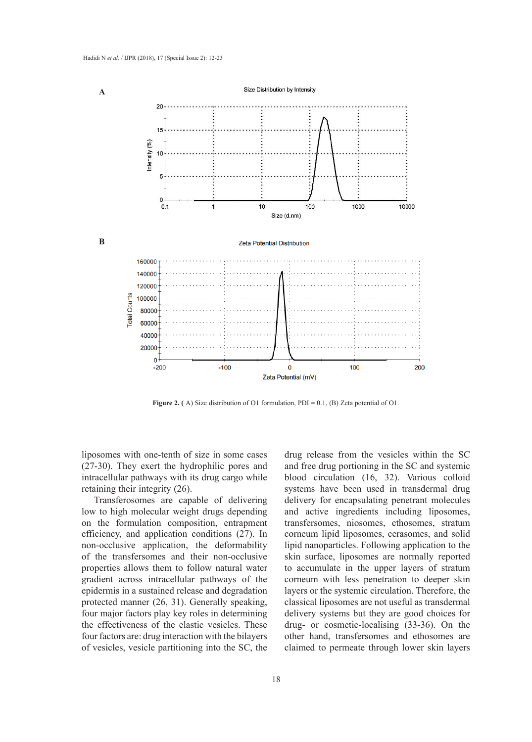Figure 2. ( A) Size distribution of O1 formulation, PDI = 0.1, (B) Zeta potential of O1.

liposomes with one-tenth of size in some cases (27-30). They exert the hydrophilic pores and intracellular pathways with its drug cargo while retaining their integrity (26).

Transferosomes are capable of delivering low to high molecular weight drugs depending on the formulation composition, entrapment efficiency, and application conditions (27). In non-occlusive application, the deformability of the transfersomes and their non-occlusive properties allows them to follow natural water gradient across intracellular pathways of the epidermis in a sustained release and degradation protected manner (26, 31). Generally speaking, four major factors play key roles in determining the effectiveness of the elastic vesicles. These four factors are: drug interaction with the bilayers of vesicles, vesicle partitioning into the SC, the drug release from the vesicles within the SC and free drug portioning in the SC and systemic blood circulation (16, 32). Various colloid systems have been used in transdermal drug delivery for encapsulating penetrant molecules and active ingredients including liposomes, transfersomes, niosomes, ethosomes, stratum corneum lipid liposomes, cerasomes, and solid lipid nanoparticles. Following application to the skin surface, liposomes are normally reported to accumulate in the upper layers of stratum corneum with less penetration to deeper skin layers or the systemic circulation. Therefore, the classical liposomes are not useful as transdermal delivery systems but they are good choices for drug- or cosmetic-localising (33-36). On the other hand, transfersomes and ethosomes are claimed to permeate through lower skin layers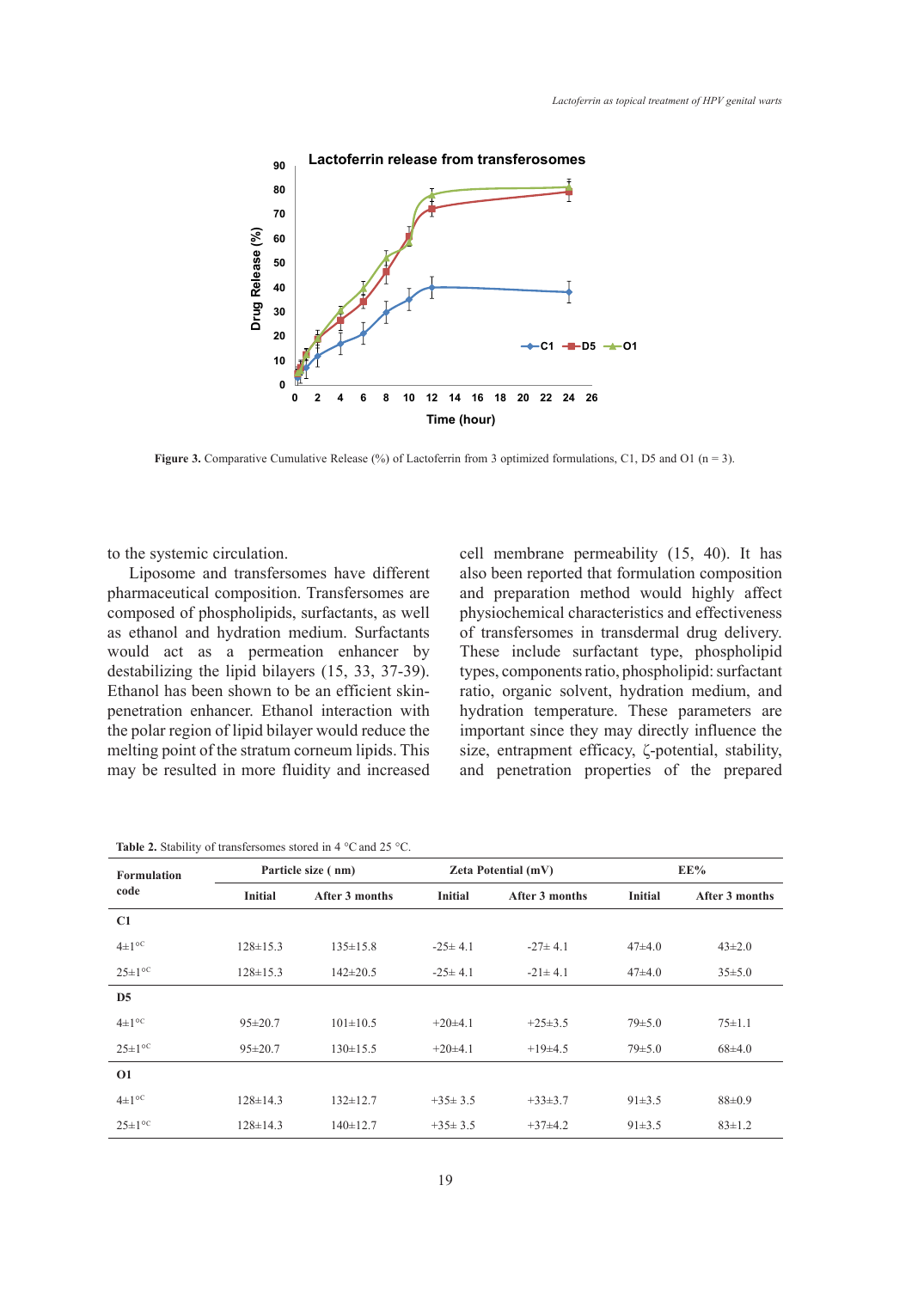Figure 3. Comparative Cumulative Release (%) of Lactoferrin from 3 optimized formulations, C1, D5 and O1 (n = 3).

to the systemic circulation.

Liposome and transfersomes have different pharmaceutical composition. Transfersomes are composed of phospholipids, surfactants, as well as ethanol and hydration medium. Surfactants would act as a permeation enhancer by destabilizing the lipid bilayers (15, 33, 37-39). Ethanol has been shown to be an efficient skin-penetration enhancer. Ethanol interaction with the polar region of lipid bilayer would reduce the melting point of the stratum corneum lipids. This may be resulted in more fluidity and increased cell membrane permeability (15, 40). It has also been reported that formulation composition and preparation method would highly affect physiochemical characteristics and effectiveness of transfersomes in transdermal drug delivery. These include surfactant type, phospholipid types, components ratio, phospholipid: surfactant ratio, organic solvent, hydration medium, and hydration temperature. These parameters are important since they may directly influence the size, entrapment efficacy, ζ-potential, stability, and penetration properties of the prepared

**Table 2.** Stability of transfersomes stored in 4 °C and 25 °C.

| Formulation code | Particle size ( nm) | | Zeta Potential (mV) | | EE% | |
|---|---|---|---|---|---|---|
| | Initial | After 3 months | Initial | After 3 months | Initial | After 3 months |
| **C1** | | | | | | |
| 4±1 °C | 128±15.3 | 135±15.8 | -25± 4.1 | -27± 4.1 | 47±4.0 | 43±2.0 |
| 25±1 °C | 128±15.3 | 142±20.5 | -25± 4.1 | -21± 4.1 | 47±4.0 | 35±5.0 |
| **D5** | | | | | | |
| 4±1 °C | 95±20.7 | 101±10.5 | +20±4.1 | +25±3.5 | 79±5.0 | 75±1.1 |
| 25±1 °C | 95±20.7 | 130±15.5 | +20±4.1 | +19±4.5 | 79±5.0 | 68±4.0 |
| **O1** | | | | | | |
| 4±1 °C | 128±14.3 | 132±12.7 | +35± 3.5 | +33±3.7 | 91±3.5 | 88±0.9 |
| 25±1 °C | 128±14.3 | 140±12.7 | +35± 3.5 | +37±4.2 | 91±3.5 | 83±1.2 |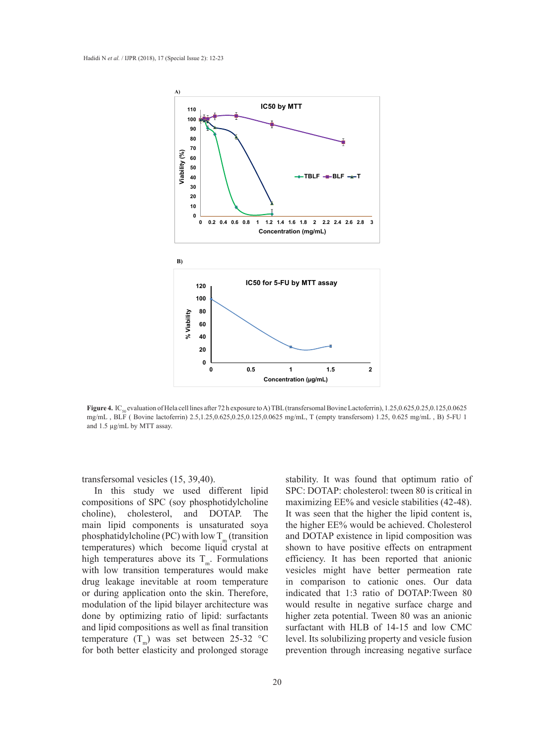**Figure 4.** $IC_{50}$ evaluation of Hela cell lines after 72 h exposure to A) TBL (transfersomal Bovine Lactoferrin), 1.25,0.625,0.25,0.125,0.0625 mg/mL , BLF ( Bovine lactoferrin) 2.5,1.25,0.625,0.25,0.125,0.0625 mg/mL, T (empty transfersom) 1.25, 0.625 mg/mL , B) 5-FU 1 and 1.5 µg/mL by MTT assay.

transfersomal vesicles (15, 39,40).

In this study we used different lipid compositions of SPC (soy phosphotidylcholine choline), cholesterol, and DOTAP. The main lipid components is unsaturated soya phosphatidylcholine (PC) with low $T_m$ (transition temperatures) which become liquid crystal at high temperatures above its $T_m$. Formulations with low transition temperatures would make drug leakage inevitable at room temperature or during application onto the skin. Therefore, modulation of the lipid bilayer architecture was done by optimizing ratio of lipid: surfactants and lipid compositions as well as final transition temperature ($T_m$) was set between 25-32 °C for both better elasticity and prolonged storage stability. It was found that optimum ratio of SPC: DOTAP: cholesterol: tween 80 is critical in maximizing EE% and vesicle stabilities (42-48). It was seen that the higher the lipid content is, the higher EE% would be achieved. Cholesterol and DOTAP existence in lipid composition was shown to have positive effects on entrapment efficiency. It has been reported that anionic vesicles might have better permeation rate in comparison to cationic ones. Our data indicated that 1:3 ratio of DOTAP:Tween 80 would resulte in negative surface charge and higher zeta potential. Tween 80 was an anionic surfactant with HLB of 14-15 and low CMC level. Its solubilizing property and vesicle fusion prevention through increasing negative surface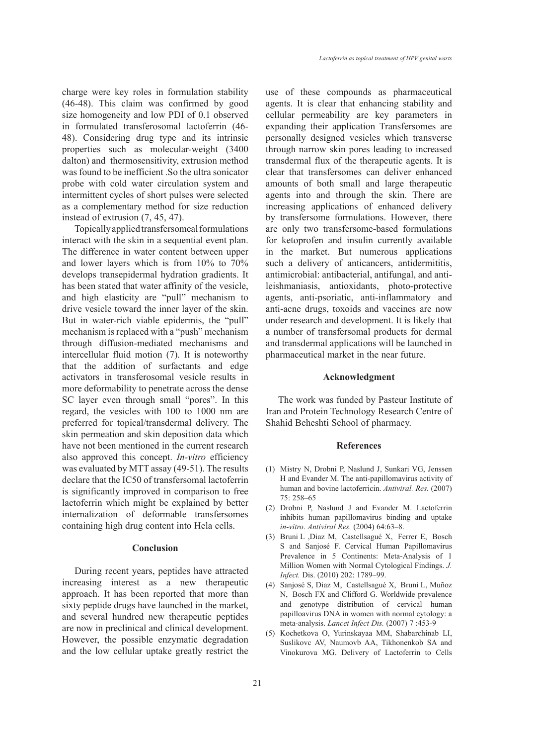charge were key roles in formulation stability (46-48). This claim was confirmed by good size homogeneity and low PDI of 0.1 observed in formulated transferosomal lactoferrin (46-48). Considering drug type and its intrinsic properties such as molecular-weight (3400 dalton) and thermosensitivity, extrusion method was found to be inefficient .So the ultra sonicator probe with cold water circulation system and intermittent cycles of short pulses were selected as a complementary method for size reduction instead of extrusion (7, 45, 47).

Topically applied transfersomeal formulations interact with the skin in a sequential event plan. The difference in water content between upper and lower layers which is from 10% to 70% develops transepidermal hydration gradients. It has been stated that water affinity of the vesicle, and high elasticity are "pull" mechanism to drive vesicle toward the inner layer of the skin. But in water-rich viable epidermis, the "pull" mechanism is replaced with a "push" mechanism through diffusion-mediated mechanisms and intercellular fluid motion (7). It is noteworthy that the addition of surfactants and edge activators in transferosomal vesicle results in more deformability to penetrate across the dense SC layer even through small "pores". In this regard, the vesicles with 100 to 1000 nm are preferred for topical/transdermal delivery. The skin permeation and skin deposition data which have not been mentioned in the current research also approved this concept. *In-vitro* efficiency was evaluated by MTT assay (49-51). The results declare that the IC50 of transfersomal lactoferrin is significantly improved in comparison to free lactoferrin which might be explained by better internalization of deformable transfersomes containing high drug content into Hela cells.

## Conclusion

During recent years, peptides have attracted increasing interest as a new therapeutic approach. It has been reported that more than sixty peptide drugs have launched in the market, and several hundred new therapeutic peptides are now in preclinical and clinical development. However, the possible enzymatic degradation and the low cellular uptake greatly restrict the use of these compounds as pharmaceutical agents. It is clear that enhancing stability and cellular permeability are key parameters in expanding their application Transfersomes are personally designed vesicles which transverse through narrow skin pores leading to increased transdermal flux of the therapeutic agents. It is clear that transfersomes can deliver enhanced amounts of both small and large therapeutic agents into and through the skin. There are increasing applications of enhanced delivery by transfersome formulations. However, there are only two transfersome-based formulations for ketoprofen and insulin currently available in the market. But numerous applications such a delivery of anticancers, antidermititis, antimicrobial: antibacterial, antifungal, and anti-leishmaniasis, antioxidants, photo-protective agents, anti-psoriatic, anti-inflammatory and anti-acne drugs, toxoids and vaccines are now under research and development. It is likely that a number of transfersomal products for dermal and transdermal applications will be launched in pharmaceutical market in the near future.

## Acknowledgment

The work was funded by Pasteur Institute of Iran and Protein Technology Research Centre of Shahid Beheshti School of pharmacy.

## References

(1) Mistry N, Drobni P, Naslund J, Sunkari VG, Jenssen H and Evander M. The anti-papillomavirus activity of human and bovine lactoferricin. *Antiviral. Res.* (2007) 75: 258–65

(2) Drobni P, Naslund J and Evander M. Lactoferrin inhibits human papillomavirus binding and uptake *in-vitro*. *Antiviral Res.* (2004) 64:63–8.

(3) Bruni L ,Diaz M, Castellsagué X, Ferrer E, Bosch S and Sanjosé F. Cervical Human Papillomavirus Prevalence in 5 Continents: Meta-Analysis of 1 Million Women with Normal Cytological Findings. *J. Infect.* Dis. (2010) 202: 1789–99.

(4) Sanjosé S, Diaz M, Castellsagué X, Bruni L, Muñoz N, Bosch FX and Clifford G. Worldwide prevalence and genotype distribution of cervical human papilloavirus DNA in women with normal cytology: a meta-analysis. *Lancet Infect Dis.* (2007) 7 :453-9

(5) Kochetkova O, Yurinskayaa MM, Shabarchinab LI, Suslikovc AV, Naumovb AA, Tikhonenkob SA and Vinokurova MG. Delivery of Lactoferrin to Cells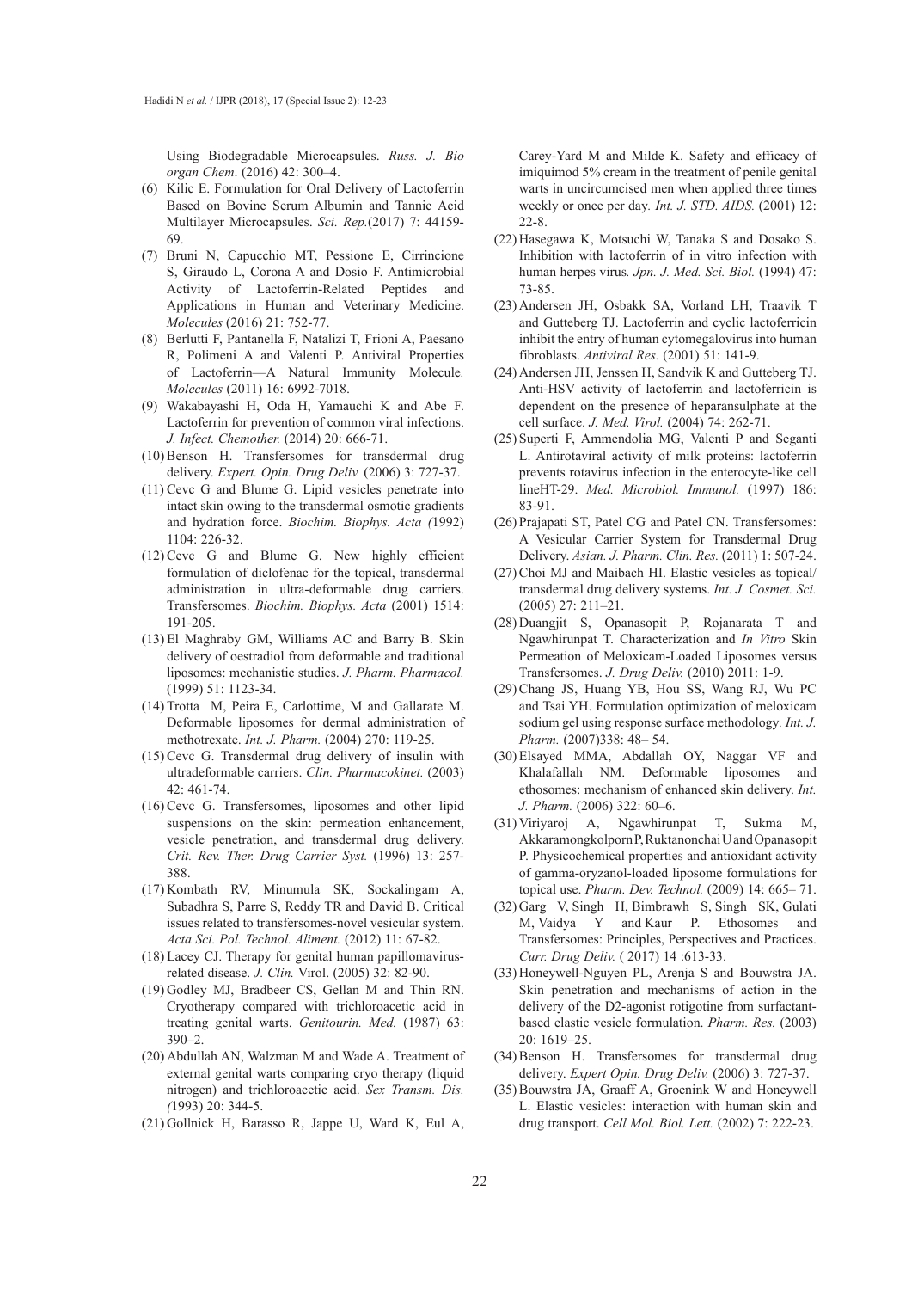Using Biodegradable Microcapsules. *Russ. J. Bio organ Chem*. (2016) 42: 300–4.

(6) Kilic E. Formulation for Oral Delivery of Lactoferrin Based on Bovine Serum Albumin and Tannic Acid Multilayer Microcapsules. *Sci. Rep.*(2017) 7: 44159-69.

(7) Bruni N, Capucchio MT, Pessione E, Cirrincione S, Giraudo L, Corona A and Dosio F. Antimicrobial Activity of Lactoferrin-Related Peptides and Applications in Human and Veterinary Medicine. *Molecules* (2016) 21: 752-77.

(8) Berlutti F, Pantanella F, Natalizi T, Frioni A, Paesano R, Polimeni A and Valenti P. Antiviral Properties of Lactoferrin—A Natural Immunity Molecule. *Molecules* (2011) 16: 6992-7018.

(9) Wakabayashi H, Oda H, Yamauchi K and Abe F. Lactoferrin for prevention of common viral infections. *J. Infect. Chemother.* (2014) 20: 666-71.

(10) Benson H. Transfersomes for transdermal drug delivery. *Expert. Opin. Drug Deliv.* (2006) 3: 727-37.

(11) Cevc G and Blume G. Lipid vesicles penetrate into intact skin owing to the transdermal osmotic gradients and hydration force. *Biochim. Biophys. Acta (*1992) 1104: 226-32.

(12) Cevc G and Blume G. New highly efficient formulation of diclofenac for the topical, transdermal administration in ultra-deformable drug carriers. Transfersomes. *Biochim. Biophys. Acta* (2001) 1514: 191-205.

(13) El Maghraby GM, Williams AC and Barry B. Skin delivery of oestradiol from deformable and traditional liposomes: mechanistic studies. *J. Pharm. Pharmacol.* (1999) 51: 1123-34.

(14) Trotta M, Peira E, Carlottime, M and Gallarate M. Deformable liposomes for dermal administration of methotrexate. *Int. J. Pharm.* (2004) 270: 119-25.

(15) Cevc G. Transdermal drug delivery of insulin with ultradeformable carriers. *Clin. Pharmacokinet.* (2003) 42: 461-74.

(16) Cevc G. Transfersomes, liposomes and other lipid suspensions on the skin: permeation enhancement, vesicle penetration, and transdermal drug delivery. *Crit. Rev. Ther. Drug Carrier Syst.* (1996) 13: 257-388.

(17) Kombath RV, Minumula SK, Sockalingam A, Subadhra S, Parre S, Reddy TR and David B. Critical issues related to transfersomes-novel vesicular system. *Acta Sci. Pol. Technol. Aliment.* (2012) 11: 67-82.

(18) Lacey CJ. Therapy for genital human papillomavirus-related disease. *J. Clin.* Virol. (2005) 32: 82-90.

(19) Godley MJ, Bradbeer CS, Gellan M and Thin RN. Cryotherapy compared with trichloroacetic acid in treating genital warts. *Genitourin. Med.* (1987) 63: 390–2.

(20) Abdullah AN, Walzman M and Wade A. Treatment of external genital warts comparing cryo therapy (liquid nitrogen) and trichloroacetic acid. *Sex Transm. Dis. (*1993) 20: 344-5.

(21) Gollnick H, Barasso R, Jappe U, Ward K, Eul A, Carey-Yard M and Milde K. Safety and efficacy of imiquimod 5% cream in the treatment of penile genital warts in uncircumcised men when applied three times weekly or once per day. *Int. J. STD. AIDS.* (2001) 12: 22-8.

(22) Hasegawa K, Motsuchi W, Tanaka S and Dosako S. Inhibition with lactoferrin of in vitro infection with human herpes virus. *Jpn. J. Med. Sci. Biol.* (1994) 47: 73-85.

(23) Andersen JH, Osbakk SA, Vorland LH, Traavik T and Gutteberg TJ. Lactoferrin and cyclic lactoferricin inhibit the entry of human cytomegalovirus into human fibroblasts. *Antiviral Res.* (2001) 51: 141-9.

(24) Andersen JH, Jenssen H, Sandvik K and Gutteberg TJ. Anti-HSV activity of lactoferrin and lactoferricin is dependent on the presence of heparansulphate at the cell surface. *J. Med. Virol.* (2004) 74: 262-71.

(25) Superti F, Ammendolia MG, Valenti P and Seganti L. Antirotaviral activity of milk proteins: lactoferrin prevents rotavirus infection in the enterocyte-like cell lineHT-29. *Med. Microbiol. Immunol.* (1997) 186: 83-91.

(26) Prajapati ST, Patel CG and Patel CN. Transfersomes: A Vesicular Carrier System for Transdermal Drug Delivery. *Asian. J. Pharm. Clin. Res.* (2011) 1: 507-24.

(27) Choi MJ and Maibach HI. Elastic vesicles as topical/transdermal drug delivery systems. *Int. J. Cosmet. Sci.* (2005) 27: 211–21.

(28) Duangjit S, Opanasopit P, Rojanarata T and Ngawhirunpat T. Characterization and *In Vitro* Skin Permeation of Meloxicam-Loaded Liposomes versus Transfersomes. *J. Drug Deliv.* (2010) 2011: 1-9.

(29) Chang JS, Huang YB, Hou SS, Wang RJ, Wu PC and Tsai YH. Formulation optimization of meloxicam sodium gel using response surface methodology. *Int. J. Pharm.* (2007)338: 48– 54.

(30) Elsayed MMA, Abdallah OY, Naggar VF and Khalafallah NM. Deformable liposomes and ethosomes: mechanism of enhanced skin delivery. *Int. J. Pharm.* (2006) 322: 60–6.

(31) Viriyaroj A, Ngawhirunpat T, Sukma M, Akkaramongkolporn P, Ruktanonchai U and Opanasopit P. Physicochemical properties and antioxidant activity of gamma-oryzanol-loaded liposome formulations for topical use. *Pharm. Dev. Technol.* (2009) 14: 665– 71.

(32) Garg V, Singh H, Bimbrawh S, Singh SK, Gulati M, Vaidya Y and Kaur P. Ethosomes and Transfersomes: Principles, Perspectives and Practices. *Curr. Drug Deliv.* ( 2017) 14 :613-33.

(33) Honeywell-Nguyen PL, Arenja S and Bouwstra JA. Skin penetration and mechanisms of action in the delivery of the D2-agonist rotigotine from surfactant-based elastic vesicle formulation. *Pharm. Res.* (2003) 20: 1619–25.

(34) Benson H. Transfersomes for transdermal drug delivery. *Expert Opin. Drug Deliv.* (2006) 3: 727-37.

(35) Bouwstra JA, Graaff A, Groenink W and Honeywell L. Elastic vesicles: interaction with human skin and drug transport. *Cell Mol. Biol. Lett.* (2002) 7: 222-23.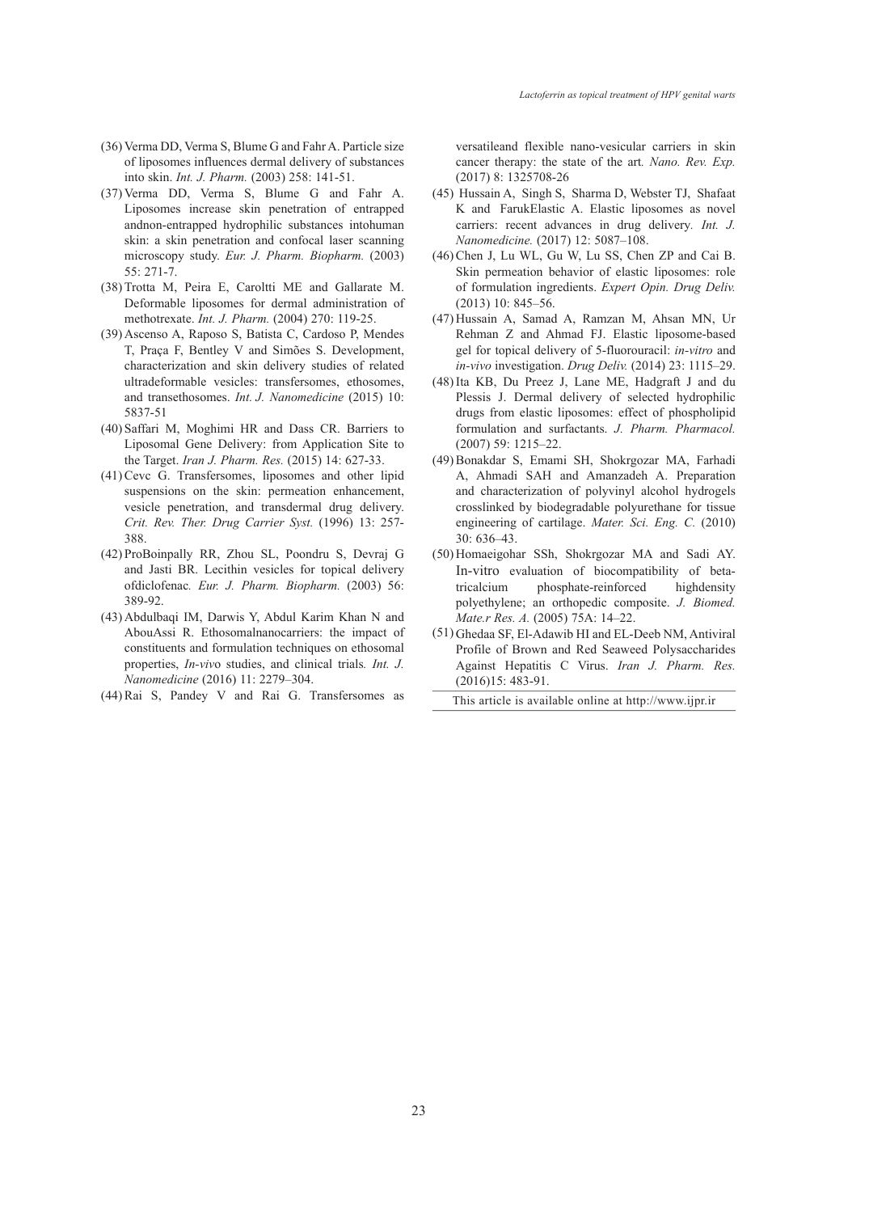(36) Verma DD, Verma S, Blume G and Fahr A. Particle size of liposomes influences dermal delivery of substances into skin. *Int. J. Pharm.* (2003) 258: 141-51.

(37) Verma DD, Verma S, Blume G and Fahr A. Liposomes increase skin penetration of entrapped andnon-entrapped hydrophilic substances intohuman skin: a skin penetration and confocal laser scanning microscopy study. *Eur. J. Pharm. Biopharm.* (2003) 55: 271-7.

(38) Trotta M, Peira E, Caroltti ME and Gallarate M. Deformable liposomes for dermal administration of methotrexate. *Int. J. Pharm.* (2004) 270: 119-25.

(39) Ascenso A, Raposo S, Batista C, Cardoso P, Mendes T, Praça F, Bentley V and Simões S. Development, characterization and skin delivery studies of related ultradeformable vesicles: transfersomes, ethosomes, and transethosomes. *Int. J. Nanomedicine* (2015) 10: 5837-51

(40) Saffari M, Moghimi HR and Dass CR. Barriers to Liposomal Gene Delivery: from Application Site to the Target. *Iran J. Pharm. Res.* (2015) 14: 627-33.

(41) Cevc G. Transfersomes, liposomes and other lipid suspensions on the skin: permeation enhancement, vesicle penetration, and transdermal drug delivery. *Crit. Rev. Ther. Drug Carrier Syst.* (1996) 13: 257-388.

(42) ProBoinpally RR, Zhou SL, Poondru S, Devraj G and Jasti BR. Lecithin vesicles for topical delivery ofdiclofenac*. Eur. J. Pharm. Biopharm.* (2003) 56: 389-92.

(43) Abdulbaqi IM, Darwis Y, Abdul Karim Khan N and AbouAssi R. Ethosomalnanocarriers: the impact of constituents and formulation techniques on ethosomal properties, *In-viv*o studies, and clinical trials*. Int. J. Nanomedicine* (2016) 11: 2279–304.

(44) Rai S, Pandey V and Rai G. Transfersomes as versatileand flexible nano-vesicular carriers in skin cancer therapy: the state of the art*. Nano. Rev. Exp.* (2017) 8: 1325708-26

(45) Hussain A, Singh S, Sharma D, Webster TJ, Shafaat K and FarukElastic A. Elastic liposomes as novel carriers: recent advances in drug delivery*. Int. J. Nanomedicine.* (2017) 12: 5087–108.

(46) Chen J, Lu WL, Gu W, Lu SS, Chen ZP and Cai B. Skin permeation behavior of elastic liposomes: role of formulation ingredients. *Expert Opin. Drug Deliv.* (2013) 10: 845–56.

(47) Hussain A, Samad A, Ramzan M, Ahsan MN, Ur Rehman Z and Ahmad FJ. Elastic liposome-based gel for topical delivery of 5-fluorouracil: *in-vitro* and *in-vivo* investigation. *Drug Deliv.* (2014) 23: 1115–29.

(48) Ita KB, Du Preez J, Lane ME, Hadgraft J and du Plessis J. Dermal delivery of selected hydrophilic drugs from elastic liposomes: effect of phospholipid formulation and surfactants. *J. Pharm. Pharmacol.* (2007) 59: 1215–22.

(49) Bonakdar S, Emami SH, Shokrgozar MA, Farhadi A, Ahmadi SAH and Amanzadeh A. Preparation and characterization of polyvinyl alcohol hydrogels crosslinked by biodegradable polyurethane for tissue engineering of cartilage. *Mater. Sci. Eng. C.* (2010) 30: 636–43.

(50) Homaeigohar SSh, Shokrgozar MA and Sadi AY. In-vitro evaluation of biocompatibility of beta-tricalcium phosphate-reinforced highdensity polyethylene; an orthopedic composite. *J. Biomed. Mate.r Res. A.* (2005) 75A: 14–22.

(51) Ghedaa SF, El-Adawib HI and EL-Deeb NM, Antiviral Profile of Brown and Red Seaweed Polysaccharides Against Hepatitis C Virus. *Iran J. Pharm. Res.* (2016)15: 483-91.

This article is available online at http://www.ijpr.ir